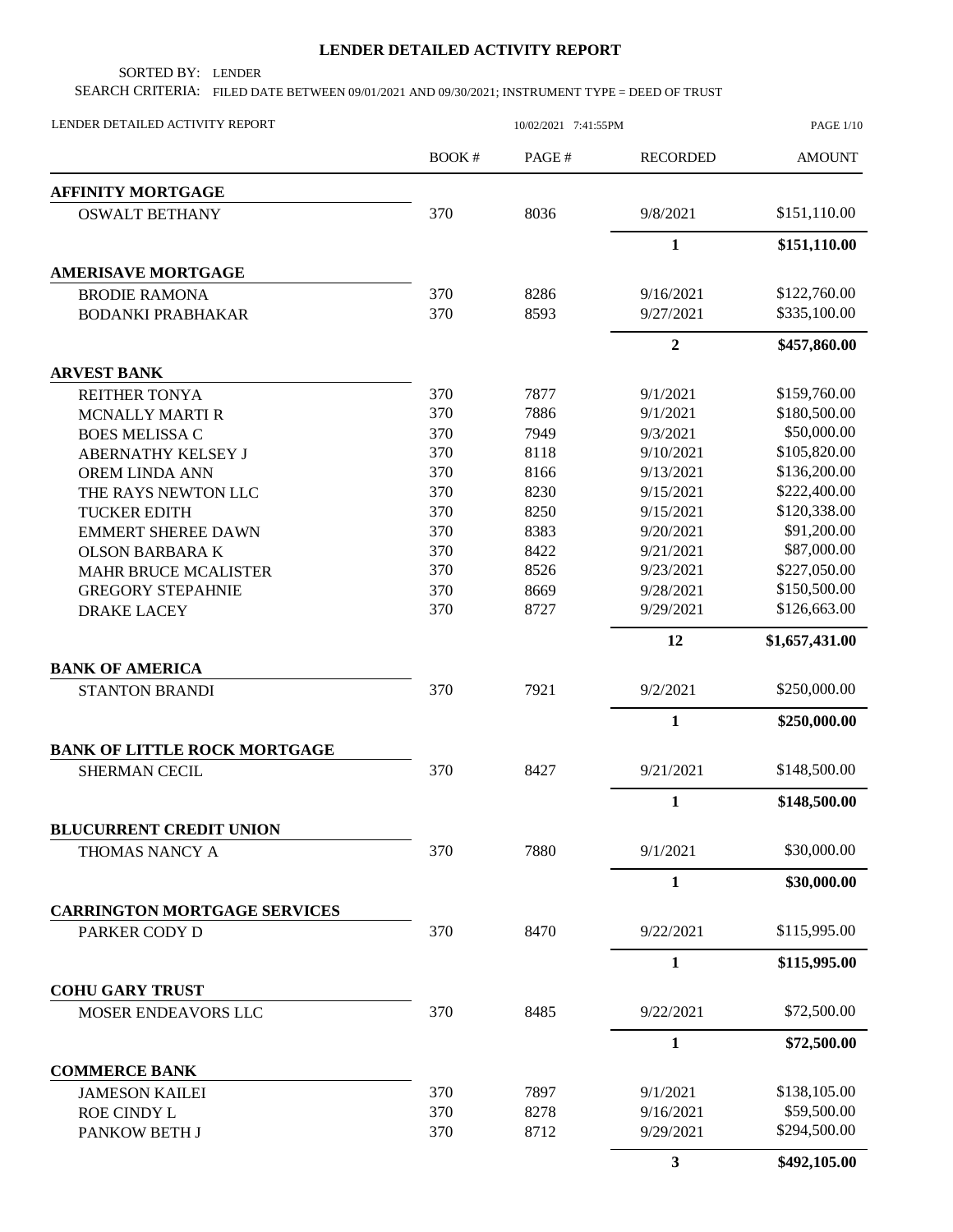# LENDER DETAILED ACTIVITY REPORT

SORTED BY: LENDER

SEARCH CRITERIA: FILED DATE BETWEEN 09/01/2021 AND 09/30/2021; INSTRUMENT TYPE = DEED OF TRUST

LENDER DETAILED ACTIVITY REPORT 10/02/2021 7:41:55PM

| | BOOK # | PAGE # | RECORDED | AMOUNT |
|---|---|---|---|---|
| **AFFINITY MORTGAGE** | | | | |
| OSWALT BETHANY | 370 | 8036 | 9/8/2021 | \$151,110.00 |
| | | | **1** | **\$151,110.00** |
| **AMERISAVE MORTGAGE** | | | | |
| BRODIE RAMONA | 370 | 8286 | 9/16/2021 | \$122,760.00 |
| BODANKI PRABHAKAR | 370 | 8593 | 9/27/2021 | \$335,100.00 |
| | | | **2** | **\$457,860.00** |
| **ARVEST BANK** | | | | |
| REITHER TONYA | 370 | 7877 | 9/1/2021 | \$159,760.00 |
| MCNALLY MARTI R | 370 | 7886 | 9/1/2021 | \$180,500.00 |
| BOES MELISSA C | 370 | 7949 | 9/3/2021 | \$50,000.00 |
| ABERNATHY KELSEY J | 370 | 8118 | 9/10/2021 | \$105,820.00 |
| OREM LINDA ANN | 370 | 8166 | 9/13/2021 | \$136,200.00 |
| THE RAYS NEWTON LLC | 370 | 8230 | 9/15/2021 | \$222,400.00 |
| TUCKER EDITH | 370 | 8250 | 9/15/2021 | \$120,338.00 |
| EMMERT SHEREE DAWN | 370 | 8383 | 9/20/2021 | \$91,200.00 |
| OLSON BARBARA K | 370 | 8422 | 9/21/2021 | \$87,000.00 |
| MAHR BRUCE MCALISTER | 370 | 8526 | 9/23/2021 | \$227,050.00 |
| GREGORY STEPAHNIE | 370 | 8669 | 9/28/2021 | \$150,500.00 |
| DRAKE LACEY | 370 | 8727 | 9/29/2021 | \$126,663.00 |
| | | | **12** | **\$1,657,431.00** |
| **BANK OF AMERICA** | | | | |
| STANTON BRANDI | 370 | 7921 | 9/2/2021 | \$250,000.00 |
| | | | **1** | **\$250,000.00** |
| **BANK OF LITTLE ROCK MORTGAGE** | | | | |
| SHERMAN CECIL | 370 | 8427 | 9/21/2021 | \$148,500.00 |
| | | | **1** | **\$148,500.00** |
| **BLUCURRENT CREDIT UNION** | | | | |
| THOMAS NANCY A | 370 | 7880 | 9/1/2021 | \$30,000.00 |
| | | | **1** | **\$30,000.00** |
| **CARRINGTON MORTGAGE SERVICES** | | | | |
| PARKER CODY D | 370 | 8470 | 9/22/2021 | \$115,995.00 |
| | | | **1** | **\$115,995.00** |
| **COHU GARY TRUST** | | | | |
| MOSER ENDEAVORS LLC | 370 | 8485 | 9/22/2021 | \$72,500.00 |
| | | | **1** | **\$72,500.00** |
| **COMMERCE BANK** | | | | |
| JAMESON KAILEI | 370 | 7897 | 9/1/2021 | \$138,105.00 |
| ROE CINDY L | 370 | 8278 | 9/16/2021 | \$59,500.00 |
| PANKOW BETH J | 370 | 8712 | 9/29/2021 | \$294,500.00 |
| | | | **3** | **\$492,105.00** |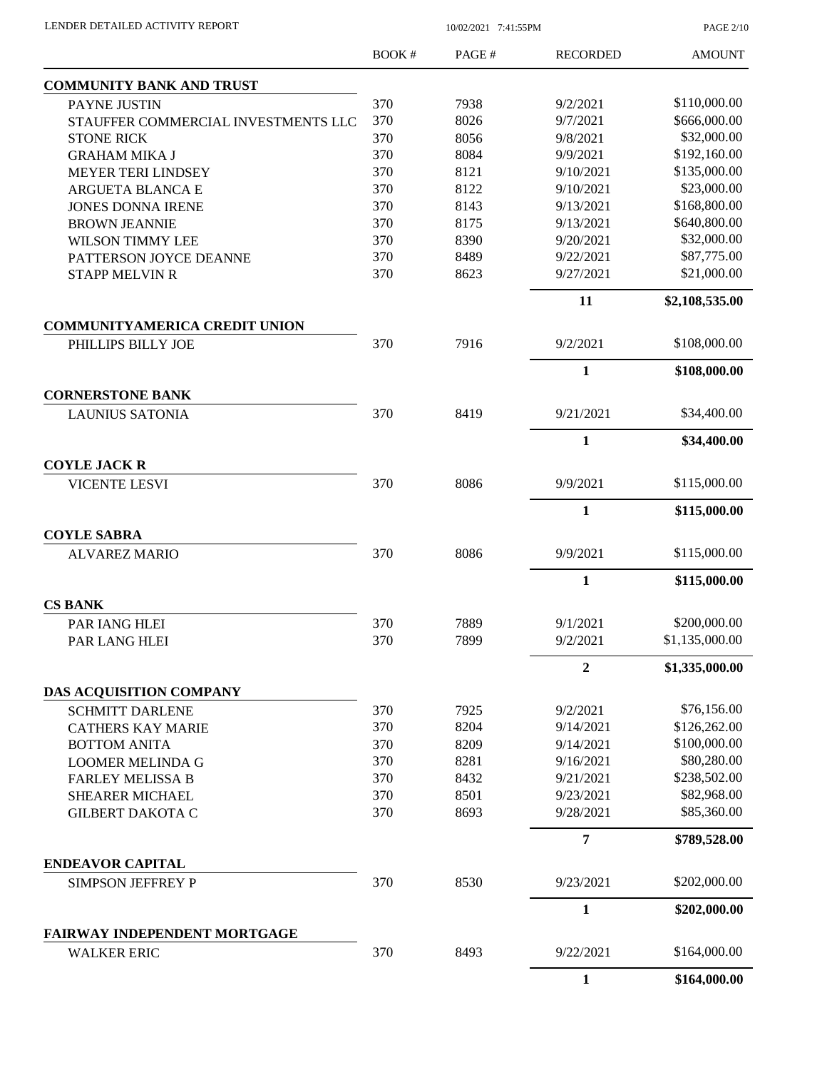| | BOOK # | PAGE # | RECORDED | AMOUNT |
|---|---|---|---|---|
| **COMMUNITY BANK AND TRUST** | | | | |
| PAYNE JUSTIN | 370 | 7938 | 9/2/2021 | \$110,000.00 |
| STAUFFER COMMERCIAL INVESTMENTS LLC | 370 | 8026 | 9/7/2021 | \$666,000.00 |
| STONE RICK | 370 | 8056 | 9/8/2021 | \$32,000.00 |
| GRAHAM MIKA J | 370 | 8084 | 9/9/2021 | \$192,160.00 |
| MEYER TERI LINDSEY | 370 | 8121 | 9/10/2021 | \$135,000.00 |
| ARGUETA BLANCA E | 370 | 8122 | 9/10/2021 | \$23,000.00 |
| JONES DONNA IRENE | 370 | 8143 | 9/13/2021 | \$168,800.00 |
| BROWN JEANNIE | 370 | 8175 | 9/13/2021 | \$640,800.00 |
| WILSON TIMMY LEE | 370 | 8390 | 9/20/2021 | \$32,000.00 |
| PATTERSON JOYCE DEANNE | 370 | 8489 | 9/22/2021 | \$87,775.00 |
| STAPP MELVIN R | 370 | 8623 | 9/27/2021 | \$21,000.00 |
| | | | **11** | **\$2,108,535.00** |
| **COMMUNITYAMERICA CREDIT UNION** | | | | |
| PHILLIPS BILLY JOE | 370 | 7916 | 9/2/2021 | \$108,000.00 |
| | | | **1** | **\$108,000.00** |
| **CORNERSTONE BANK** | | | | |
| LAUNIUS SATONIA | 370 | 8419 | 9/21/2021 | \$34,400.00 |
| | | | **1** | **\$34,400.00** |
| **COYLE JACK R** | | | | |
| VICENTE LESVI | 370 | 8086 | 9/9/2021 | \$115,000.00 |
| | | | **1** | **\$115,000.00** |
| **COYLE SABRA** | | | | |
| ALVAREZ MARIO | 370 | 8086 | 9/9/2021 | \$115,000.00 |
| | | | **1** | **\$115,000.00** |
| **CS BANK** | | | | |
| PAR IANG HLEI | 370 | 7889 | 9/1/2021 | \$200,000.00 |
| PAR LANG HLEI | 370 | 7899 | 9/2/2021 | \$1,135,000.00 |
| | | | **2** | **\$1,335,000.00** |
| **DAS ACQUISITION COMPANY** | | | | |
| SCHMITT DARLENE | 370 | 7925 | 9/2/2021 | \$76,156.00 |
| CATHERS KAY MARIE | 370 | 8204 | 9/14/2021 | \$126,262.00 |
| BOTTOM ANITA | 370 | 8209 | 9/14/2021 | \$100,000.00 |
| LOOMER MELINDA G | 370 | 8281 | 9/16/2021 | \$80,280.00 |
| FARLEY MELISSA B | 370 | 8432 | 9/21/2021 | \$238,502.00 |
| SHEARER MICHAEL | 370 | 8501 | 9/23/2021 | \$82,968.00 |
| GILBERT DAKOTA C | 370 | 8693 | 9/28/2021 | \$85,360.00 |
| | | | **7** | **\$789,528.00** |
| **ENDEAVOR CAPITAL** | | | | |
| SIMPSON JEFFREY P | 370 | 8530 | 9/23/2021 | \$202,000.00 |
| | | | **1** | **\$202,000.00** |
| **FAIRWAY INDEPENDENT MORTGAGE** | | | | |
| WALKER ERIC | 370 | 8493 | 9/22/2021 | \$164,000.00 |
| | | | **1** | **\$164,000.00** |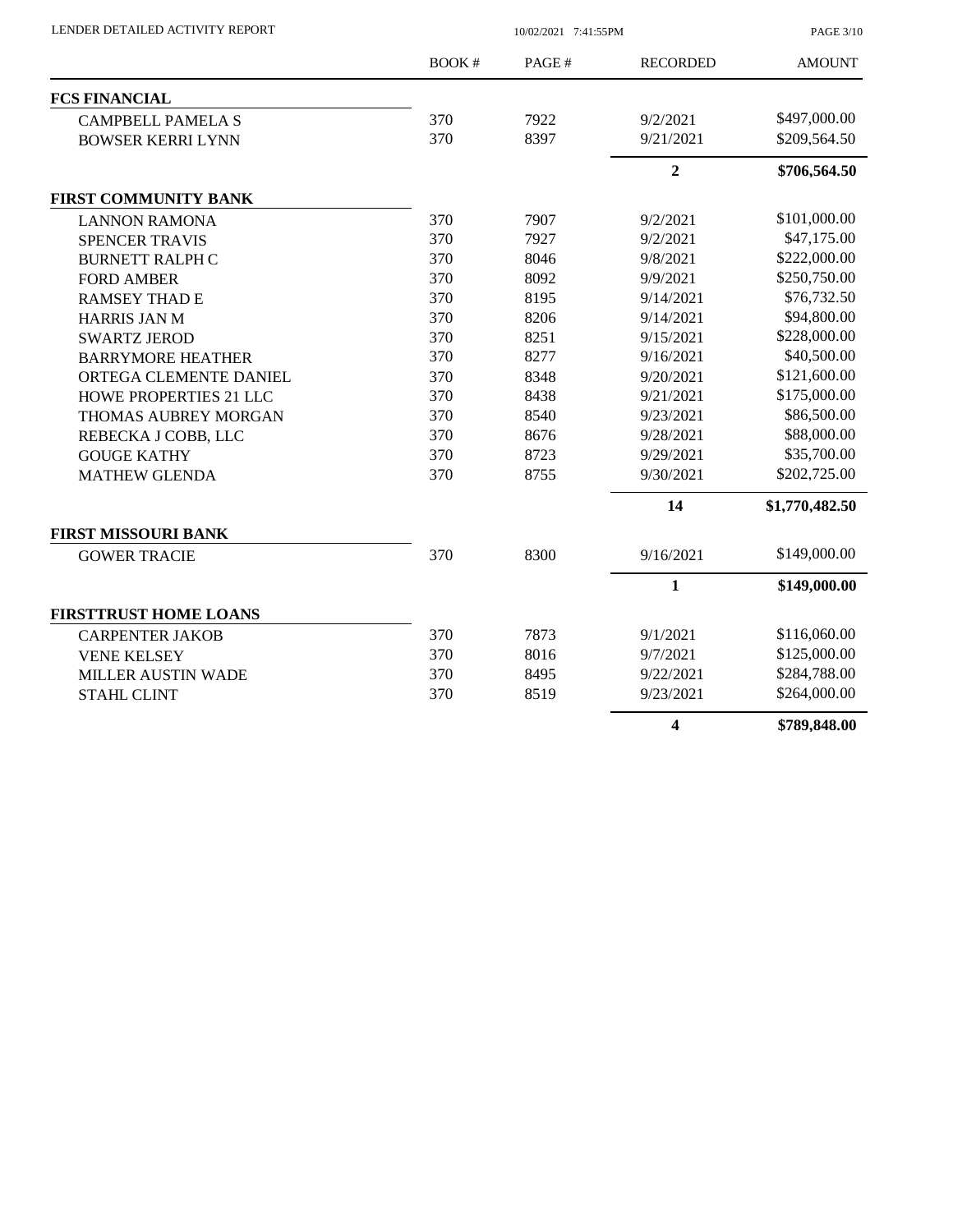| | BOOK # | PAGE # | RECORDED | AMOUNT |
|---|---|---|---|---|
| **FCS FINANCIAL** | | | | |
| CAMPBELL PAMELA S | 370 | 7922 | 9/2/2021 | $497,000.00 |
| BOWSER KERRI LYNN | 370 | 8397 | 9/21/2021 | $209,564.50 |
| | | | **2** | **$706,564.50** |
| **FIRST COMMUNITY BANK** | | | | |
| LANNON RAMONA | 370 | 7907 | 9/2/2021 | $101,000.00 |
| SPENCER TRAVIS | 370 | 7927 | 9/2/2021 | $47,175.00 |
| BURNETT RALPH C | 370 | 8046 | 9/8/2021 | $222,000.00 |
| FORD AMBER | 370 | 8092 | 9/9/2021 | $250,750.00 |
| RAMSEY THAD E | 370 | 8195 | 9/14/2021 | $76,732.50 |
| HARRIS JAN M | 370 | 8206 | 9/14/2021 | $94,800.00 |
| SWARTZ JEROD | 370 | 8251 | 9/15/2021 | $228,000.00 |
| BARRYMORE HEATHER | 370 | 8277 | 9/16/2021 | $40,500.00 |
| ORTEGA CLEMENTE DANIEL | 370 | 8348 | 9/20/2021 | $121,600.00 |
| HOWE PROPERTIES 21 LLC | 370 | 8438 | 9/21/2021 | $175,000.00 |
| THOMAS AUBREY MORGAN | 370 | 8540 | 9/23/2021 | $86,500.00 |
| REBECKA J COBB, LLC | 370 | 8676 | 9/28/2021 | $88,000.00 |
| GOUGE KATHY | 370 | 8723 | 9/29/2021 | $35,700.00 |
| MATHEW GLENDA | 370 | 8755 | 9/30/2021 | $202,725.00 |
| | | | **14** | **$1,770,482.50** |
| **FIRST MISSOURI BANK** | | | | |
| GOWER TRACIE | 370 | 8300 | 9/16/2021 | $149,000.00 |
| | | | **1** | **$149,000.00** |
| **FIRSTTRUST HOME LOANS** | | | | |
| CARPENTER JAKOB | 370 | 7873 | 9/1/2021 | $116,060.00 |
| VENE KELSEY | 370 | 8016 | 9/7/2021 | $125,000.00 |
| MILLER AUSTIN WADE | 370 | 8495 | 9/22/2021 | $284,788.00 |
| STAHL CLINT | 370 | 8519 | 9/23/2021 | $264,000.00 |
| | | | **4** | **$789,848.00** |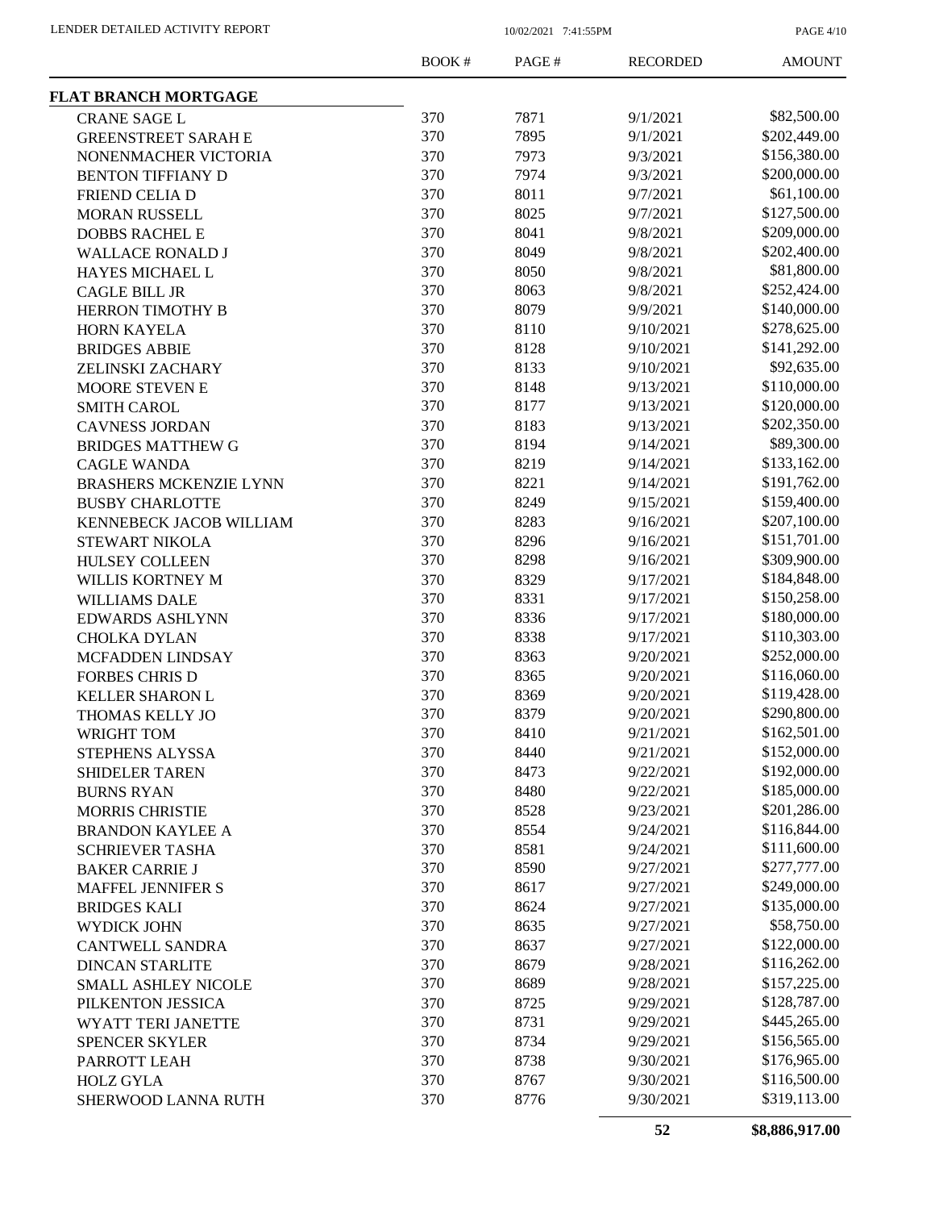| | BOOK # | PAGE # | RECORDED | AMOUNT |
|---|---|---|---|---|
| **FLAT BRANCH MORTGAGE** | | | | |
| CRANE SAGE L | 370 | 7871 | 9/1/2021 | \$82,500.00 |
| GREENSTREET SARAH E | 370 | 7895 | 9/1/2021 | \$202,449.00 |
| NONENMACHER VICTORIA | 370 | 7973 | 9/3/2021 | \$156,380.00 |
| BENTON TIFFIANY D | 370 | 7974 | 9/3/2021 | \$200,000.00 |
| FRIEND CELIA D | 370 | 8011 | 9/7/2021 | \$61,100.00 |
| MORAN RUSSELL | 370 | 8025 | 9/7/2021 | \$127,500.00 |
| DOBBS RACHEL E | 370 | 8041 | 9/8/2021 | \$209,000.00 |
| WALLACE RONALD J | 370 | 8049 | 9/8/2021 | \$202,400.00 |
| HAYES MICHAEL L | 370 | 8050 | 9/8/2021 | \$81,800.00 |
| CAGLE BILL JR | 370 | 8063 | 9/8/2021 | \$252,424.00 |
| HERRON TIMOTHY B | 370 | 8079 | 9/9/2021 | \$140,000.00 |
| HORN KAYELA | 370 | 8110 | 9/10/2021 | \$278,625.00 |
| BRIDGES ABBIE | 370 | 8128 | 9/10/2021 | \$141,292.00 |
| ZELINSKI ZACHARY | 370 | 8133 | 9/10/2021 | \$92,635.00 |
| MOORE STEVEN E | 370 | 8148 | 9/13/2021 | \$110,000.00 |
| SMITH CAROL | 370 | 8177 | 9/13/2021 | \$120,000.00 |
| CAVNESS JORDAN | 370 | 8183 | 9/13/2021 | \$202,350.00 |
| BRIDGES MATTHEW G | 370 | 8194 | 9/14/2021 | \$89,300.00 |
| CAGLE WANDA | 370 | 8219 | 9/14/2021 | \$133,162.00 |
| BRASHERS MCKENZIE LYNN | 370 | 8221 | 9/14/2021 | \$191,762.00 |
| BUSBY CHARLOTTE | 370 | 8249 | 9/15/2021 | \$159,400.00 |
| KENNEBECK JACOB WILLIAM | 370 | 8283 | 9/16/2021 | \$207,100.00 |
| STEWART NIKOLA | 370 | 8296 | 9/16/2021 | \$151,701.00 |
| HULSEY COLLEEN | 370 | 8298 | 9/16/2021 | \$309,900.00 |
| WILLIS KORTNEY M | 370 | 8329 | 9/17/2021 | \$184,848.00 |
| WILLIAMS DALE | 370 | 8331 | 9/17/2021 | \$150,258.00 |
| EDWARDS ASHLYNN | 370 | 8336 | 9/17/2021 | \$180,000.00 |
| CHOLKA DYLAN | 370 | 8338 | 9/17/2021 | \$110,303.00 |
| MCFADDEN LINDSAY | 370 | 8363 | 9/20/2021 | \$252,000.00 |
| FORBES CHRIS D | 370 | 8365 | 9/20/2021 | \$116,060.00 |
| KELLER SHARON L | 370 | 8369 | 9/20/2021 | \$119,428.00 |
| THOMAS KELLY JO | 370 | 8379 | 9/20/2021 | \$290,800.00 |
| WRIGHT TOM | 370 | 8410 | 9/21/2021 | \$162,501.00 |
| STEPHENS ALYSSA | 370 | 8440 | 9/21/2021 | \$152,000.00 |
| SHIDELER TAREN | 370 | 8473 | 9/22/2021 | \$192,000.00 |
| BURNS RYAN | 370 | 8480 | 9/22/2021 | \$185,000.00 |
| MORRIS CHRISTIE | 370 | 8528 | 9/23/2021 | \$201,286.00 |
| BRANDON KAYLEE A | 370 | 8554 | 9/24/2021 | \$116,844.00 |
| SCHRIEVER TASHA | 370 | 8581 | 9/24/2021 | \$111,600.00 |
| BAKER CARRIE J | 370 | 8590 | 9/27/2021 | \$277,777.00 |
| MAFFEL JENNIFER S | 370 | 8617 | 9/27/2021 | \$249,000.00 |
| BRIDGES KALI | 370 | 8624 | 9/27/2021 | \$135,000.00 |
| WYDICK JOHN | 370 | 8635 | 9/27/2021 | \$58,750.00 |
| CANTWELL SANDRA | 370 | 8637 | 9/27/2021 | \$122,000.00 |
| DINCAN STARLITE | 370 | 8679 | 9/28/2021 | \$116,262.00 |
| SMALL ASHLEY NICOLE | 370 | 8689 | 9/28/2021 | \$157,225.00 |
| PILKENTON JESSICA | 370 | 8725 | 9/29/2021 | \$128,787.00 |
| WYATT TERI JANETTE | 370 | 8731 | 9/29/2021 | \$445,265.00 |
| SPENCER SKYLER | 370 | 8734 | 9/29/2021 | \$156,565.00 |
| PARROTT LEAH | 370 | 8738 | 9/30/2021 | \$176,965.00 |
| HOLZ GYLA | 370 | 8767 | 9/30/2021 | \$116,500.00 |
| SHERWOOD LANNA RUTH | 370 | 8776 | 9/30/2021 | \$319,113.00 |
| | | | **52** | **\$8,886,917.00** |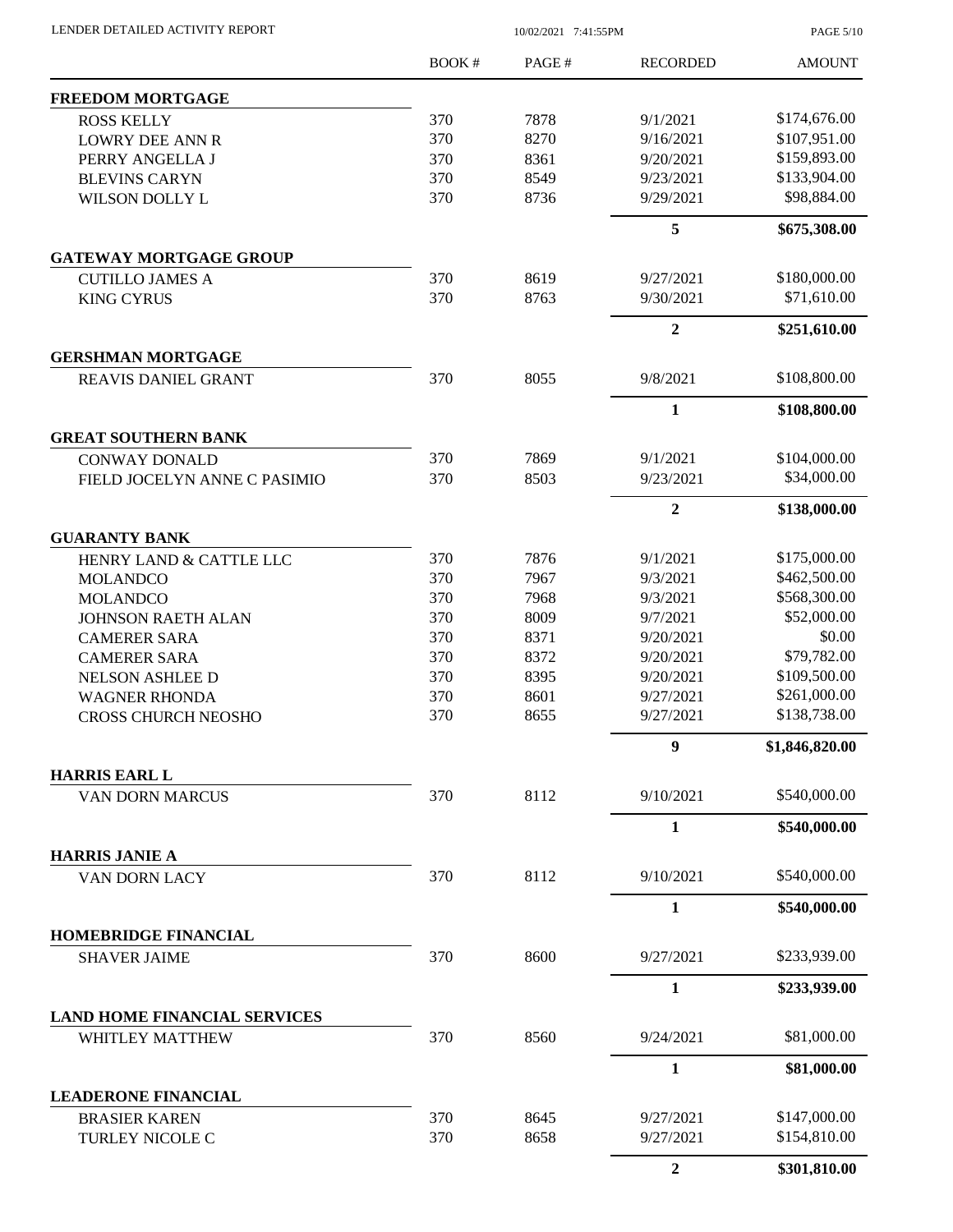| | BOOK # | PAGE # | RECORDED | AMOUNT |
|---|---|---|---|---|
| **FREEDOM MORTGAGE** | | | | |
| ROSS KELLY | 370 | 7878 | 9/1/2021 | \$174,676.00 |
| LOWRY DEE ANN R | 370 | 8270 | 9/16/2021 | \$107,951.00 |
| PERRY ANGELLA J | 370 | 8361 | 9/20/2021 | \$159,893.00 |
| BLEVINS CARYN | 370 | 8549 | 9/23/2021 | \$133,904.00 |
| WILSON DOLLY L | 370 | 8736 | 9/29/2021 | \$98,884.00 |
| | | | **5** | **\$675,308.00** |
| **GATEWAY MORTGAGE GROUP** | | | | |
| CUTILLO JAMES A | 370 | 8619 | 9/27/2021 | \$180,000.00 |
| KING CYRUS | 370 | 8763 | 9/30/2021 | \$71,610.00 |
| | | | **2** | **\$251,610.00** |
| **GERSHMAN MORTGAGE** | | | | |
| REAVIS DANIEL GRANT | 370 | 8055 | 9/8/2021 | \$108,800.00 |
| | | | **1** | **\$108,800.00** |
| **GREAT SOUTHERN BANK** | | | | |
| CONWAY DONALD | 370 | 7869 | 9/1/2021 | \$104,000.00 |
| FIELD JOCELYN ANNE C PASIMIO | 370 | 8503 | 9/23/2021 | \$34,000.00 |
| | | | **2** | **\$138,000.00** |
| **GUARANTY BANK** | | | | |
| HENRY LAND & CATTLE LLC | 370 | 7876 | 9/1/2021 | \$175,000.00 |
| MOLANDCO | 370 | 7967 | 9/3/2021 | \$462,500.00 |
| MOLANDCO | 370 | 7968 | 9/3/2021 | \$568,300.00 |
| JOHNSON RAETH ALAN | 370 | 8009 | 9/7/2021 | \$52,000.00 |
| CAMERER SARA | 370 | 8371 | 9/20/2021 | \$0.00 |
| CAMERER SARA | 370 | 8372 | 9/20/2021 | \$79,782.00 |
| NELSON ASHLEE D | 370 | 8395 | 9/20/2021 | \$109,500.00 |
| WAGNER RHONDA | 370 | 8601 | 9/27/2021 | \$261,000.00 |
| CROSS CHURCH NEOSHO | 370 | 8655 | 9/27/2021 | \$138,738.00 |
| | | | **9** | **\$1,846,820.00** |
| **HARRIS EARL L** | | | | |
| VAN DORN MARCUS | 370 | 8112 | 9/10/2021 | \$540,000.00 |
| | | | **1** | **\$540,000.00** |
| **HARRIS JANIE A** | | | | |
| VAN DORN LACY | 370 | 8112 | 9/10/2021 | \$540,000.00 |
| | | | **1** | **\$540,000.00** |
| **HOMEBRIDGE FINANCIAL** | | | | |
| SHAVER JAIME | 370 | 8600 | 9/27/2021 | \$233,939.00 |
| | | | **1** | **\$233,939.00** |
| **LAND HOME FINANCIAL SERVICES** | | | | |
| WHITLEY MATTHEW | 370 | 8560 | 9/24/2021 | \$81,000.00 |
| | | | **1** | **\$81,000.00** |
| **LEADERONE FINANCIAL** | | | | |
| BRASIER KAREN | 370 | 8645 | 9/27/2021 | \$147,000.00 |
| TURLEY NICOLE C | 370 | 8658 | 9/27/2021 | \$154,810.00 |
| | | | **2** | **\$301,810.00** |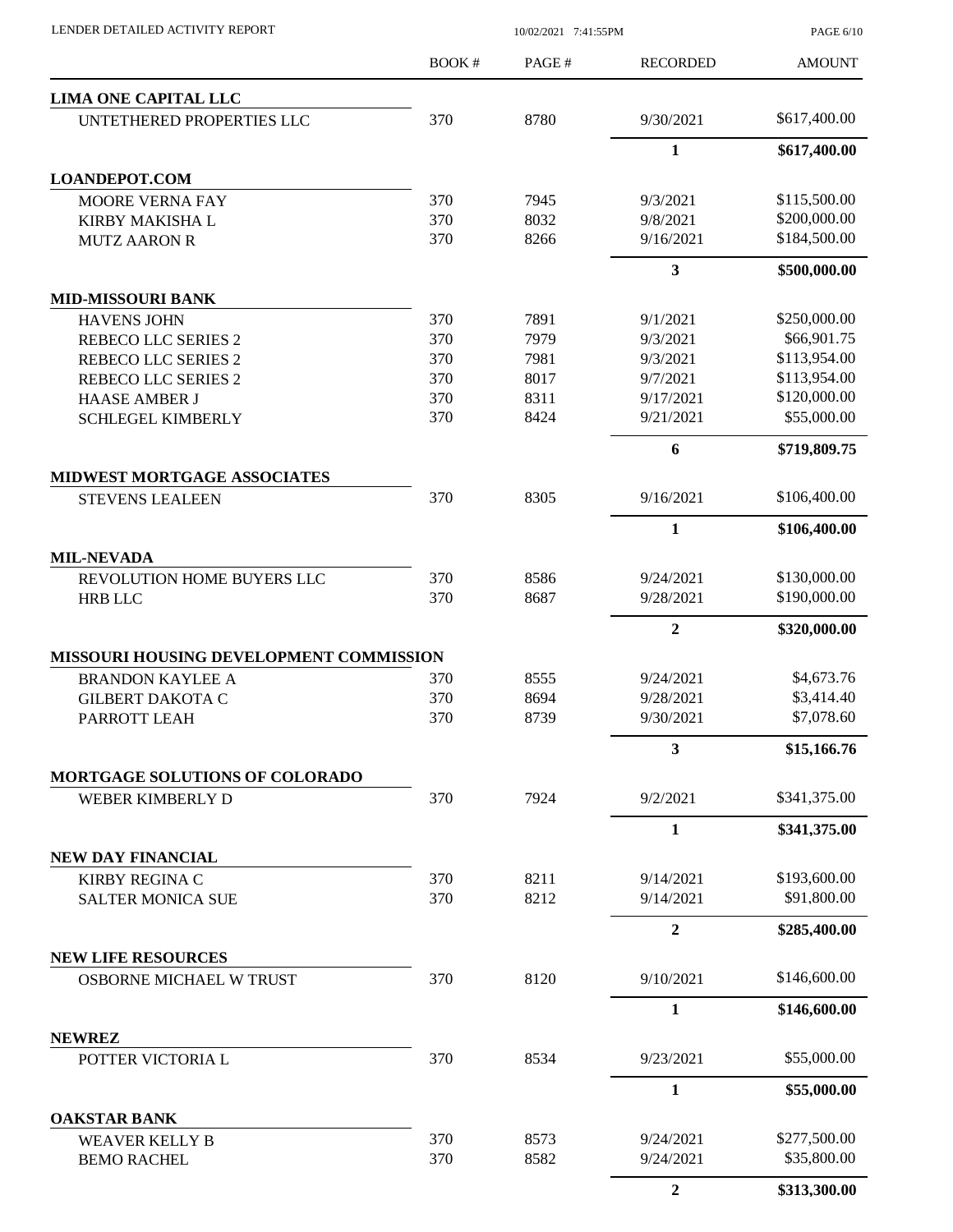| | BOOK # | PAGE # | RECORDED | AMOUNT |
|---|---|---|---|---|
| **LIMA ONE CAPITAL LLC** | | | | |
| UNTETHERED PROPERTIES LLC | 370 | 8780 | 9/30/2021 | $617,400.00 |
| | | | **1** | **$617,400.00** |
| **LOANDEPOT.COM** | | | | |
| MOORE VERNA FAY | 370 | 7945 | 9/3/2021 | $115,500.00 |
| KIRBY MAKISHA L | 370 | 8032 | 9/8/2021 | $200,000.00 |
| MUTZ AARON R | 370 | 8266 | 9/16/2021 | $184,500.00 |
| | | | **3** | **$500,000.00** |
| **MID-MISSOURI BANK** | | | | |
| HAVENS JOHN | 370 | 7891 | 9/1/2021 | $250,000.00 |
| REBECO LLC SERIES 2 | 370 | 7979 | 9/3/2021 | $66,901.75 |
| REBECO LLC SERIES 2 | 370 | 7981 | 9/3/2021 | $113,954.00 |
| REBECO LLC SERIES 2 | 370 | 8017 | 9/7/2021 | $113,954.00 |
| HAASE AMBER J | 370 | 8311 | 9/17/2021 | $120,000.00 |
| SCHLEGEL KIMBERLY | 370 | 8424 | 9/21/2021 | $55,000.00 |
| | | | **6** | **$719,809.75** |
| **MIDWEST MORTGAGE ASSOCIATES** | | | | |
| STEVENS LEALEEN | 370 | 8305 | 9/16/2021 | $106,400.00 |
| | | | **1** | **$106,400.00** |
| **MIL-NEVADA** | | | | |
| REVOLUTION HOME BUYERS LLC | 370 | 8586 | 9/24/2021 | $130,000.00 |
| HRB LLC | 370 | 8687 | 9/28/2021 | $190,000.00 |
| | | | **2** | **$320,000.00** |
| **MISSOURI HOUSING DEVELOPMENT COMMISSION** | | | | |
| BRANDON KAYLEE A | 370 | 8555 | 9/24/2021 | $4,673.76 |
| GILBERT DAKOTA C | 370 | 8694 | 9/28/2021 | $3,414.40 |
| PARROTT LEAH | 370 | 8739 | 9/30/2021 | $7,078.60 |
| | | | **3** | **$15,166.76** |
| **MORTGAGE SOLUTIONS OF COLORADO** | | | | |
| WEBER KIMBERLY D | 370 | 7924 | 9/2/2021 | $341,375.00 |
| | | | **1** | **$341,375.00** |
| **NEW DAY FINANCIAL** | | | | |
| KIRBY REGINA C | 370 | 8211 | 9/14/2021 | $193,600.00 |
| SALTER MONICA SUE | 370 | 8212 | 9/14/2021 | $91,800.00 |
| | | | **2** | **$285,400.00** |
| **NEW LIFE RESOURCES** | | | | |
| OSBORNE MICHAEL W TRUST | 370 | 8120 | 9/10/2021 | $146,600.00 |
| | | | **1** | **$146,600.00** |
| **NEWREZ** | | | | |
| POTTER VICTORIA L | 370 | 8534 | 9/23/2021 | $55,000.00 |
| | | | **1** | **$55,000.00** |
| **OAKSTAR BANK** | | | | |
| WEAVER KELLY B | 370 | 8573 | 9/24/2021 | $277,500.00 |
| BEMO RACHEL | 370 | 8582 | 9/24/2021 | $35,800.00 |
| | | | **2** | **$313,300.00** |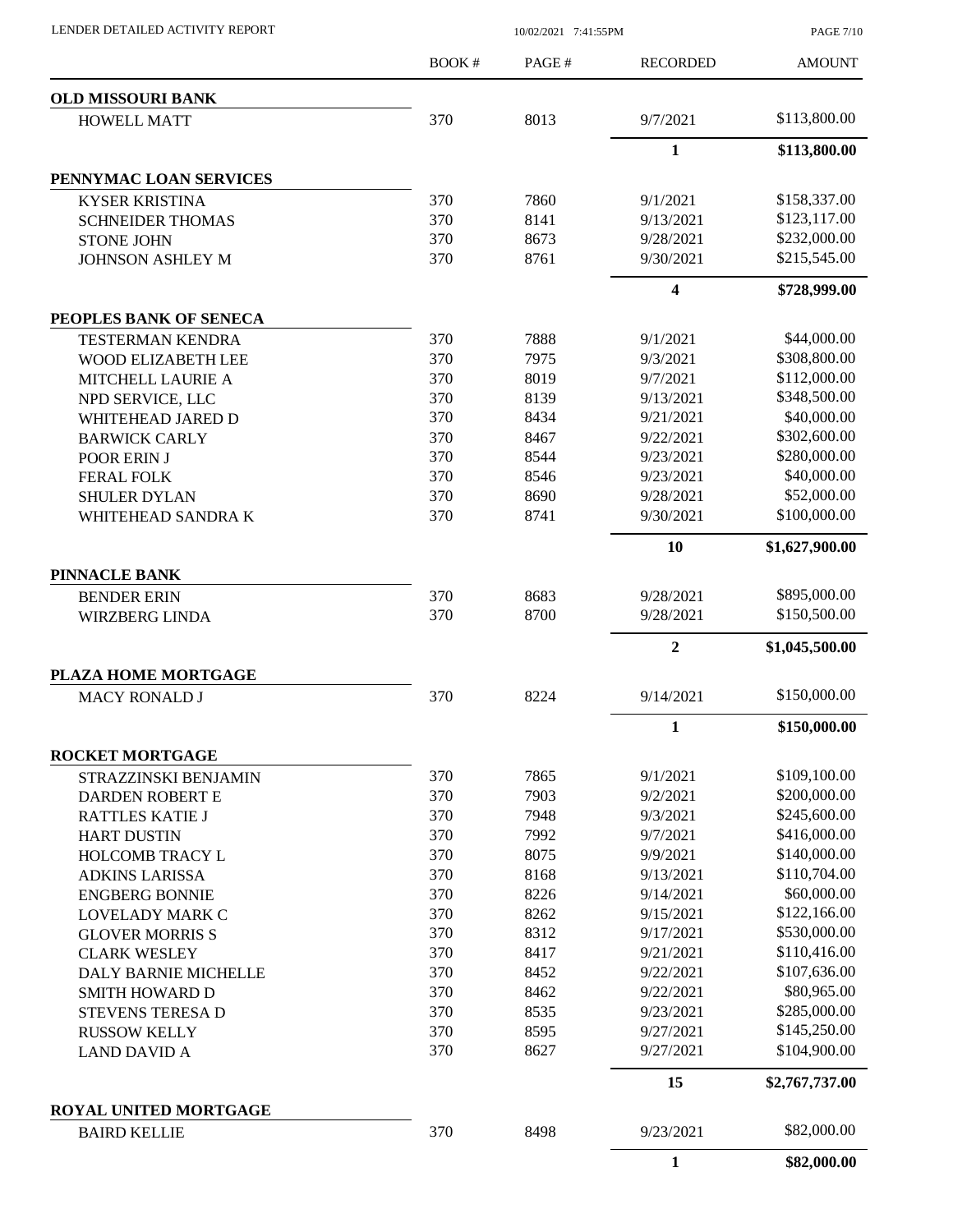| | BOOK # | PAGE # | RECORDED | AMOUNT |
|---|---|---|---|---|
| **OLD MISSOURI BANK** | | | | |
| HOWELL MATT | 370 | 8013 | 9/7/2021 | $113,800.00 |
| | | | **1** | **$113,800.00** |
| **PENNYMAC LOAN SERVICES** | | | | |
| KYSER KRISTINA | 370 | 7860 | 9/1/2021 | $158,337.00 |
| SCHNEIDER THOMAS | 370 | 8141 | 9/13/2021 | $123,117.00 |
| STONE JOHN | 370 | 8673 | 9/28/2021 | $232,000.00 |
| JOHNSON ASHLEY M | 370 | 8761 | 9/30/2021 | $215,545.00 |
| | | | **4** | **$728,999.00** |
| **PEOPLES BANK OF SENECA** | | | | |
| TESTERMAN KENDRA | 370 | 7888 | 9/1/2021 | $44,000.00 |
| WOOD ELIZABETH LEE | 370 | 7975 | 9/3/2021 | $308,800.00 |
| MITCHELL LAURIE A | 370 | 8019 | 9/7/2021 | $112,000.00 |
| NPD SERVICE, LLC | 370 | 8139 | 9/13/2021 | $348,500.00 |
| WHITEHEAD JARED D | 370 | 8434 | 9/21/2021 | $40,000.00 |
| BARWICK CARLY | 370 | 8467 | 9/22/2021 | $302,600.00 |
| POOR ERIN J | 370 | 8544 | 9/23/2021 | $280,000.00 |
| FERAL FOLK | 370 | 8546 | 9/23/2021 | $40,000.00 |
| SHULER DYLAN | 370 | 8690 | 9/28/2021 | $52,000.00 |
| WHITEHEAD SANDRA K | 370 | 8741 | 9/30/2021 | $100,000.00 |
| | | | **10** | **$1,627,900.00** |
| **PINNACLE BANK** | | | | |
| BENDER ERIN | 370 | 8683 | 9/28/2021 | $895,000.00 |
| WIRZBERG LINDA | 370 | 8700 | 9/28/2021 | $150,500.00 |
| | | | **2** | **$1,045,500.00** |
| **PLAZA HOME MORTGAGE** | | | | |
| MACY RONALD J | 370 | 8224 | 9/14/2021 | $150,000.00 |
| | | | **1** | **$150,000.00** |
| **ROCKET MORTGAGE** | | | | |
| STRAZZINSKI BENJAMIN | 370 | 7865 | 9/1/2021 | $109,100.00 |
| DARDEN ROBERT E | 370 | 7903 | 9/2/2021 | $200,000.00 |
| RATTLES KATIE J | 370 | 7948 | 9/3/2021 | $245,600.00 |
| HART DUSTIN | 370 | 7992 | 9/7/2021 | $416,000.00 |
| HOLCOMB TRACY L | 370 | 8075 | 9/9/2021 | $140,000.00 |
| ADKINS LARISSA | 370 | 8168 | 9/13/2021 | $110,704.00 |
| ENGBERG BONNIE | 370 | 8226 | 9/14/2021 | $60,000.00 |
| LOVELADY MARK C | 370 | 8262 | 9/15/2021 | $122,166.00 |
| GLOVER MORRIS S | 370 | 8312 | 9/17/2021 | $530,000.00 |
| CLARK WESLEY | 370 | 8417 | 9/21/2021 | $110,416.00 |
| DALY BARNIE MICHELLE | 370 | 8452 | 9/22/2021 | $107,636.00 |
| SMITH HOWARD D | 370 | 8462 | 9/22/2021 | $80,965.00 |
| STEVENS TERESA D | 370 | 8535 | 9/23/2021 | $285,000.00 |
| RUSSOW KELLY | 370 | 8595 | 9/27/2021 | $145,250.00 |
| LAND DAVID A | 370 | 8627 | 9/27/2021 | $104,900.00 |
| | | | **15** | **$2,767,737.00** |
| **ROYAL UNITED MORTGAGE** | | | | |
| BAIRD KELLIE | 370 | 8498 | 9/23/2021 | $82,000.00 |
| | | | **1** | **$82,000.00** |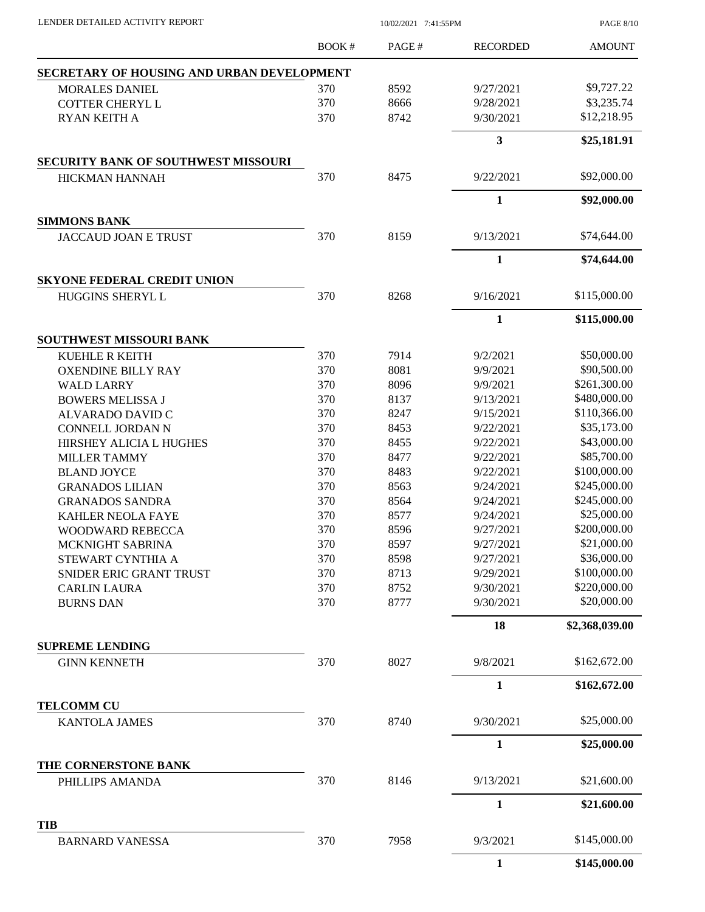| | BOOK # | PAGE # | RECORDED | AMOUNT |
|---|---|---|---|---|
| **SECRETARY OF HOUSING AND URBAN DEVELOPMENT** | | | | |
| MORALES DANIEL | 370 | 8592 | 9/27/2021 | \$9,727.22 |
| COTTER CHERYL L | 370 | 8666 | 9/28/2021 | \$3,235.74 |
| RYAN KEITH A | 370 | 8742 | 9/30/2021 | \$12,218.95 |
| | | | **3** | **\$25,181.91** |
| **SECURITY BANK OF SOUTHWEST MISSOURI** | | | | |
| HICKMAN HANNAH | 370 | 8475 | 9/22/2021 | \$92,000.00 |
| | | | **1** | **\$92,000.00** |
| **SIMMONS BANK** | | | | |
| JACCAUD JOAN E TRUST | 370 | 8159 | 9/13/2021 | \$74,644.00 |
| | | | **1** | **\$74,644.00** |
| **SKYONE FEDERAL CREDIT UNION** | | | | |
| HUGGINS SHERYL L | 370 | 8268 | 9/16/2021 | \$115,000.00 |
| | | | **1** | **\$115,000.00** |
| **SOUTHWEST MISSOURI BANK** | | | | |
| KUEHLE R KEITH | 370 | 7914 | 9/2/2021 | \$50,000.00 |
| OXENDINE BILLY RAY | 370 | 8081 | 9/9/2021 | \$90,500.00 |
| WALD LARRY | 370 | 8096 | 9/9/2021 | \$261,300.00 |
| BOWERS MELISSA J | 370 | 8137 | 9/13/2021 | \$480,000.00 |
| ALVARADO DAVID C | 370 | 8247 | 9/15/2021 | \$110,366.00 |
| CONNELL JORDAN N | 370 | 8453 | 9/22/2021 | \$35,173.00 |
| HIRSHEY ALICIA L HUGHES | 370 | 8455 | 9/22/2021 | \$43,000.00 |
| MILLER TAMMY | 370 | 8477 | 9/22/2021 | \$85,700.00 |
| BLAND JOYCE | 370 | 8483 | 9/22/2021 | \$100,000.00 |
| GRANADOS LILIAN | 370 | 8563 | 9/24/2021 | \$245,000.00 |
| GRANADOS SANDRA | 370 | 8564 | 9/24/2021 | \$245,000.00 |
| KAHLER NEOLA FAYE | 370 | 8577 | 9/24/2021 | \$25,000.00 |
| WOODWARD REBECCA | 370 | 8596 | 9/27/2021 | \$200,000.00 |
| MCKNIGHT SABRINA | 370 | 8597 | 9/27/2021 | \$21,000.00 |
| STEWART CYNTHIA A | 370 | 8598 | 9/27/2021 | \$36,000.00 |
| SNIDER ERIC GRANT TRUST | 370 | 8713 | 9/29/2021 | \$100,000.00 |
| CARLIN LAURA | 370 | 8752 | 9/30/2021 | \$220,000.00 |
| BURNS DAN | 370 | 8777 | 9/30/2021 | \$20,000.00 |
| | | | **18** | **\$2,368,039.00** |
| **SUPREME LENDING** | | | | |
| GINN KENNETH | 370 | 8027 | 9/8/2021 | \$162,672.00 |
| | | | **1** | **\$162,672.00** |
| **TELCOMM CU** | | | | |
| KANTOLA JAMES | 370 | 8740 | 9/30/2021 | \$25,000.00 |
| | | | **1** | **\$25,000.00** |
| **THE CORNERSTONE BANK** | | | | |
| PHILLIPS AMANDA | 370 | 8146 | 9/13/2021 | \$21,600.00 |
| | | | **1** | **\$21,600.00** |
| **TIB** | | | | |
| BARNARD VANESSA | 370 | 7958 | 9/3/2021 | \$145,000.00 |
| | | | **1** | **\$145,000.00** |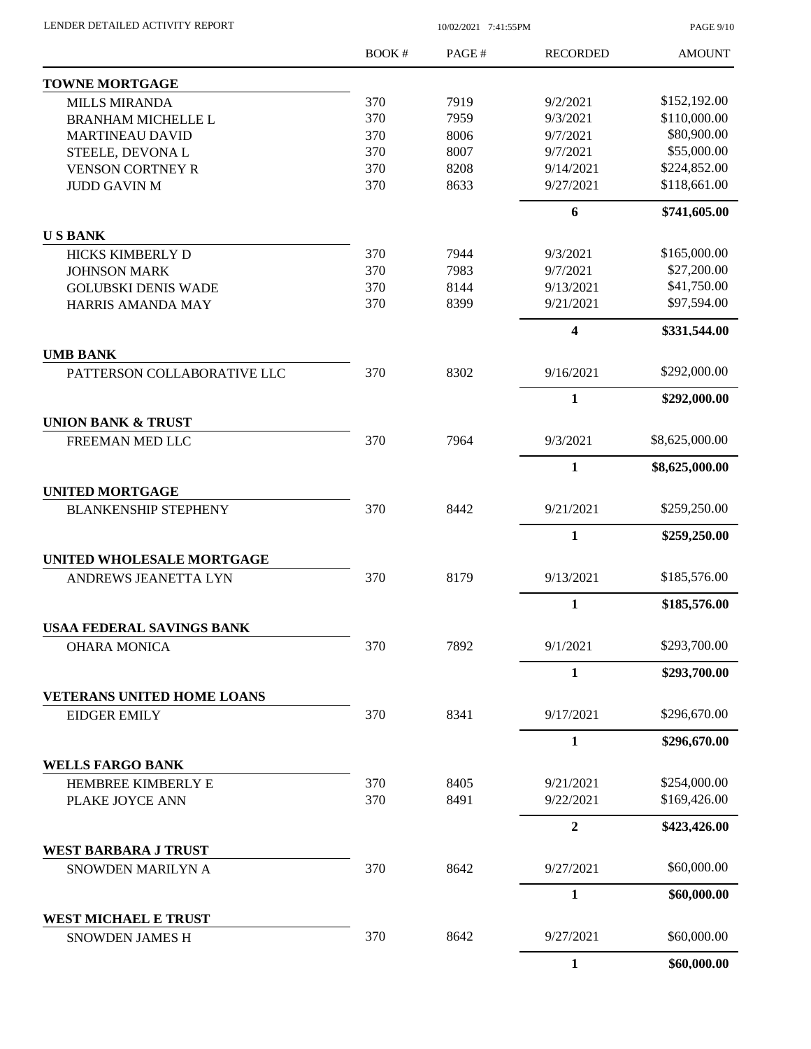| | BOOK # | PAGE # | RECORDED | AMOUNT |
|---|---|---|---|---|
| **TOWNE MORTGAGE** | | | | |
| MILLS MIRANDA | 370 | 7919 | 9/2/2021 | $152,192.00 |
| BRANHAM MICHELLE L | 370 | 7959 | 9/3/2021 | $110,000.00 |
| MARTINEAU DAVID | 370 | 8006 | 9/7/2021 | $80,900.00 |
| STEELE, DEVONA L | 370 | 8007 | 9/7/2021 | $55,000.00 |
| VENSON CORTNEY R | 370 | 8208 | 9/14/2021 | $224,852.00 |
| JUDD GAVIN M | 370 | 8633 | 9/27/2021 | $118,661.00 |
| | | | **6** | **$741,605.00** |
| **U S BANK** | | | | |
| HICKS KIMBERLY D | 370 | 7944 | 9/3/2021 | $165,000.00 |
| JOHNSON MARK | 370 | 7983 | 9/7/2021 | $27,200.00 |
| GOLUBSKI DENIS WADE | 370 | 8144 | 9/13/2021 | $41,750.00 |
| HARRIS AMANDA MAY | 370 | 8399 | 9/21/2021 | $97,594.00 |
| | | | **4** | **$331,544.00** |
| **UMB BANK** | | | | |
| PATTERSON COLLABORATIVE LLC | 370 | 8302 | 9/16/2021 | $292,000.00 |
| | | | **1** | **$292,000.00** |
| **UNION BANK & TRUST** | | | | |
| FREEMAN MED LLC | 370 | 7964 | 9/3/2021 | $8,625,000.00 |
| | | | **1** | **$8,625,000.00** |
| **UNITED MORTGAGE** | | | | |
| BLANKENSHIP STEPHENY | 370 | 8442 | 9/21/2021 | $259,250.00 |
| | | | **1** | **$259,250.00** |
| **UNITED WHOLESALE MORTGAGE** | | | | |
| ANDREWS JEANETTA LYN | 370 | 8179 | 9/13/2021 | $185,576.00 |
| | | | **1** | **$185,576.00** |
| **USAA FEDERAL SAVINGS BANK** | | | | |
| OHARA MONICA | 370 | 7892 | 9/1/2021 | $293,700.00 |
| | | | **1** | **$293,700.00** |
| **VETERANS UNITED HOME LOANS** | | | | |
| EIDGER EMILY | 370 | 8341 | 9/17/2021 | $296,670.00 |
| | | | **1** | **$296,670.00** |
| **WELLS FARGO BANK** | | | | |
| HEMBREE KIMBERLY E | 370 | 8405 | 9/21/2021 | $254,000.00 |
| PLAKE JOYCE ANN | 370 | 8491 | 9/22/2021 | $169,426.00 |
| | | | **2** | **$423,426.00** |
| **WEST BARBARA J TRUST** | | | | |
| SNOWDEN MARILYN A | 370 | 8642 | 9/27/2021 | $60,000.00 |
| | | | **1** | **$60,000.00** |
| **WEST MICHAEL E TRUST** | | | | |
| SNOWDEN JAMES H | 370 | 8642 | 9/27/2021 | $60,000.00 |
| | | | **1** | **$60,000.00** |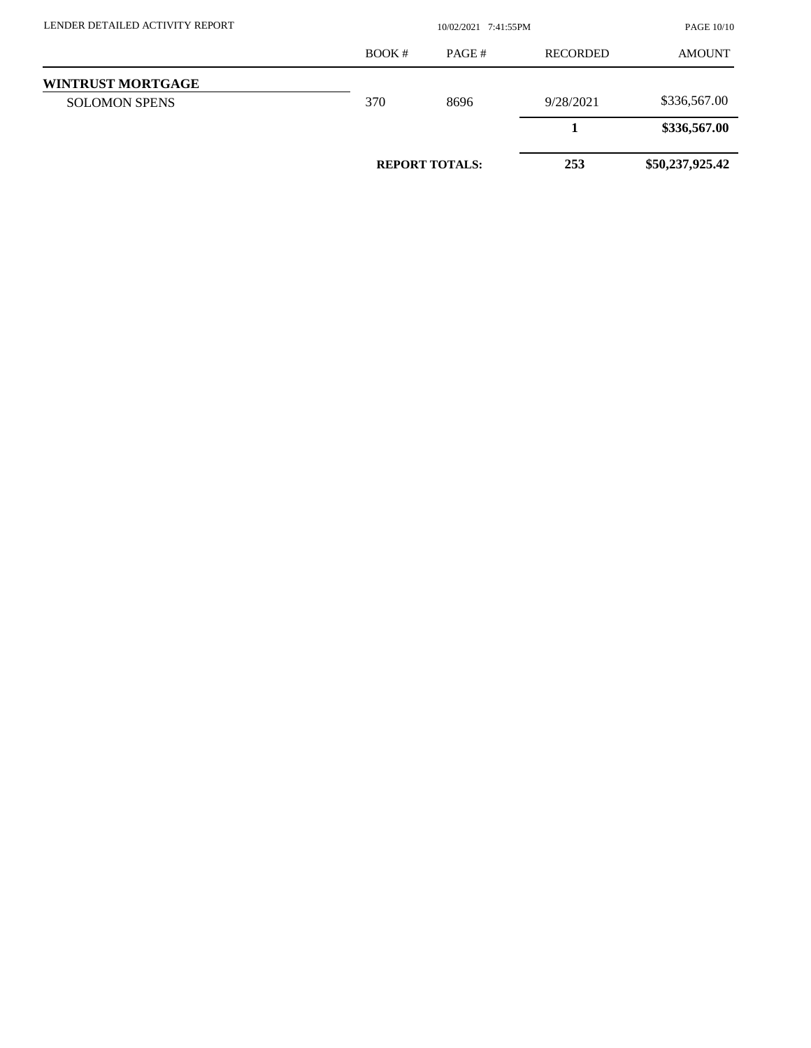| | BOOK # | PAGE # | RECORDED | AMOUNT |
|---|---|---|---|---|
| **WINTRUST MORTGAGE** | | | | |
| SOLOMON SPENS | 370 | 8696 | 9/28/2021 | $336,567.00 |
| | | | **1** | **$336,567.00** |
| | **REPORT TOTALS:** | | **253** | **$50,237,925.42** |